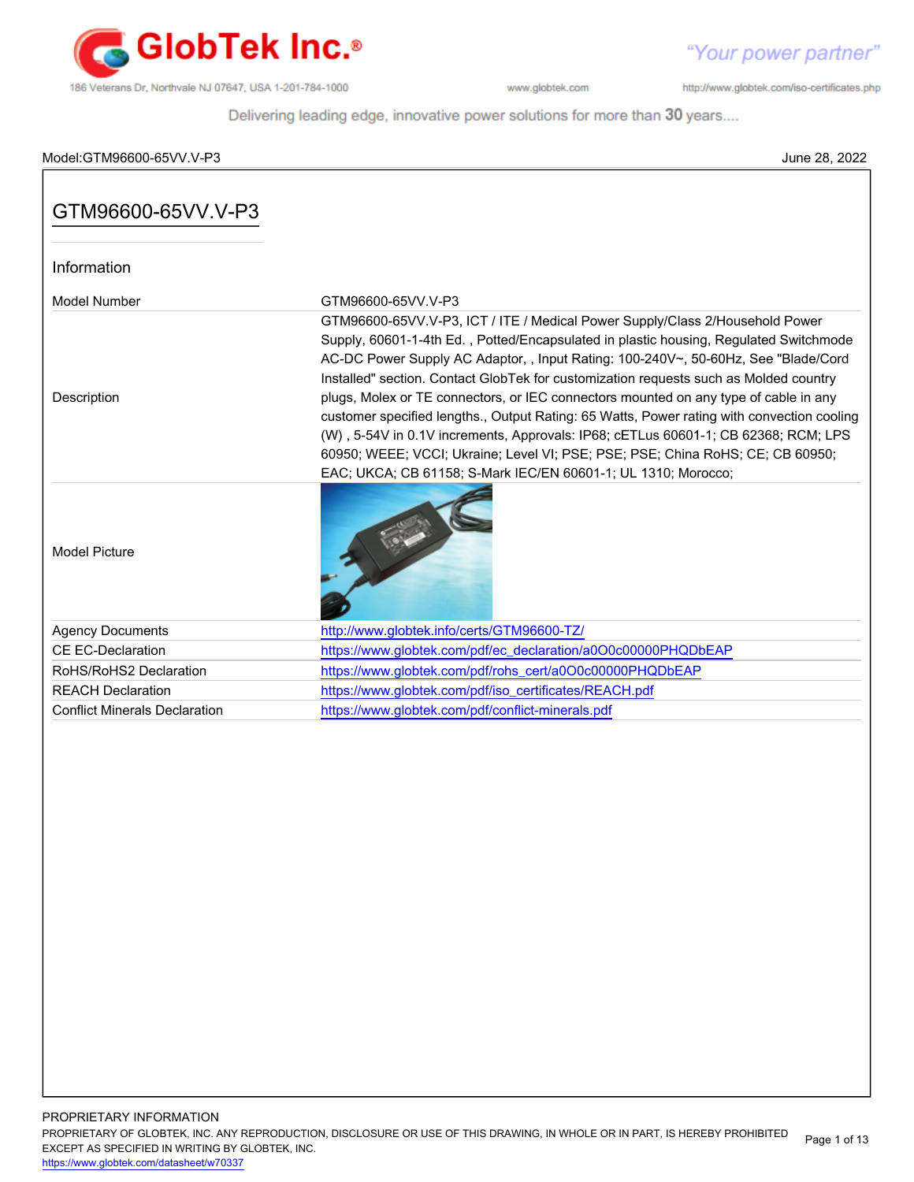# GTM96600-65VV.V-P3

## Information

| | |
|---|---|
| Model Number | GTM96600-65VV.V-P3 |
| Description | GTM96600-65VV.V-P3, ICT / ITE / Medical Power Supply/Class 2/Household Power Supply, 60601-1-4th Ed. , Potted/Encapsulated in plastic housing, Regulated Switchmode AC-DC Power Supply AC Adaptor, , Input Rating: 100-240V~, 50-60Hz, See "Blade/Cord Installed" section. Contact GlobTek for customization requests such as Molded country plugs, Molex or TE connectors, or IEC connectors mounted on any type of cable in any customer specified lengths., Output Rating: 65 Watts, Power rating with convection cooling (W) , 5-54V in 0.1V increments, Approvals: IP68; cETLus 60601-1; CB 62368; RCM; LPS 60950; WEEE; VCCI; Ukraine; Level VI; PSE; PSE; PSE; China RoHS; CE; CB 60950; EAC; UKCA; CB 61158; S-Mark IEC/EN 60601-1; UL 1310; Morocco; |
| Model Picture | |
| Agency Documents | http://www.globtek.info/certs/GTM96600-TZ/ |
| CE EC-Declaration | https://www.globtek.com/pdf/ec_declaration/a0O0c00000PHQDbEAP |
| RoHS/RoHS2 Declaration | https://www.globtek.com/pdf/rohs_cert/a0O0c00000PHQDbEAP |
| REACH Declaration | https://www.globtek.com/pdf/iso_certificates/REACH.pdf |
| Conflict Minerals Declaration | https://www.globtek.com/pdf/conflict-minerals.pdf |

PROPRIETARY INFORMATION
PROPRIETARY OF GLOBTEK, INC. ANY REPRODUCTION, DISCLOSURE OR USE OF THIS DRAWING, IN WHOLE OR IN PART, IS HEREBY PROHIBITED EXCEPT AS SPECIFIED IN WRITING BY GLOBTEK, INC.
https://www.globtek.com/datasheet/w70337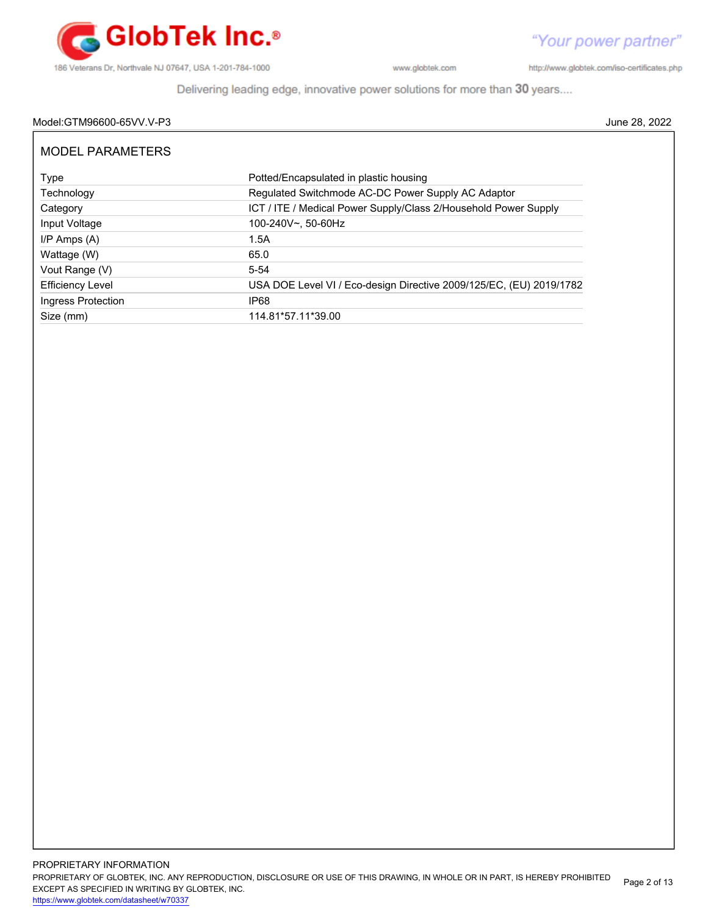Model:GTM96600-65VV.V-P3 June 28, 2022

## MODEL PARAMETERS

| Type | Potted/Encapsulated in plastic housing |
|---|---|
| Technology | Regulated Switchmode AC-DC Power Supply AC Adaptor |
| Category | ICT / ITE / Medical Power Supply/Class 2/Household Power Supply |
| Input Voltage | 100-240V~, 50-60Hz |
| I/P Amps (A) | 1.5A |
| Wattage (W) | 65.0 |
| Vout Range (V) | 5-54 |
| Efficiency Level | USA DOE Level VI / Eco-design Directive 2009/125/EC, (EU) 2019/1782 |
| Ingress Protection | IP68 |
| Size (mm) | 114.81*57.11*39.00 |

PROPRIETARY INFORMATION
PROPRIETARY OF GLOBTEK, INC. ANY REPRODUCTION, DISCLOSURE OR USE OF THIS DRAWING, IN WHOLE OR IN PART, IS HEREBY PROHIBITED EXCEPT AS SPECIFIED IN WRITING BY GLOBTEK, INC.
https://www.globtek.com/datasheet/w70337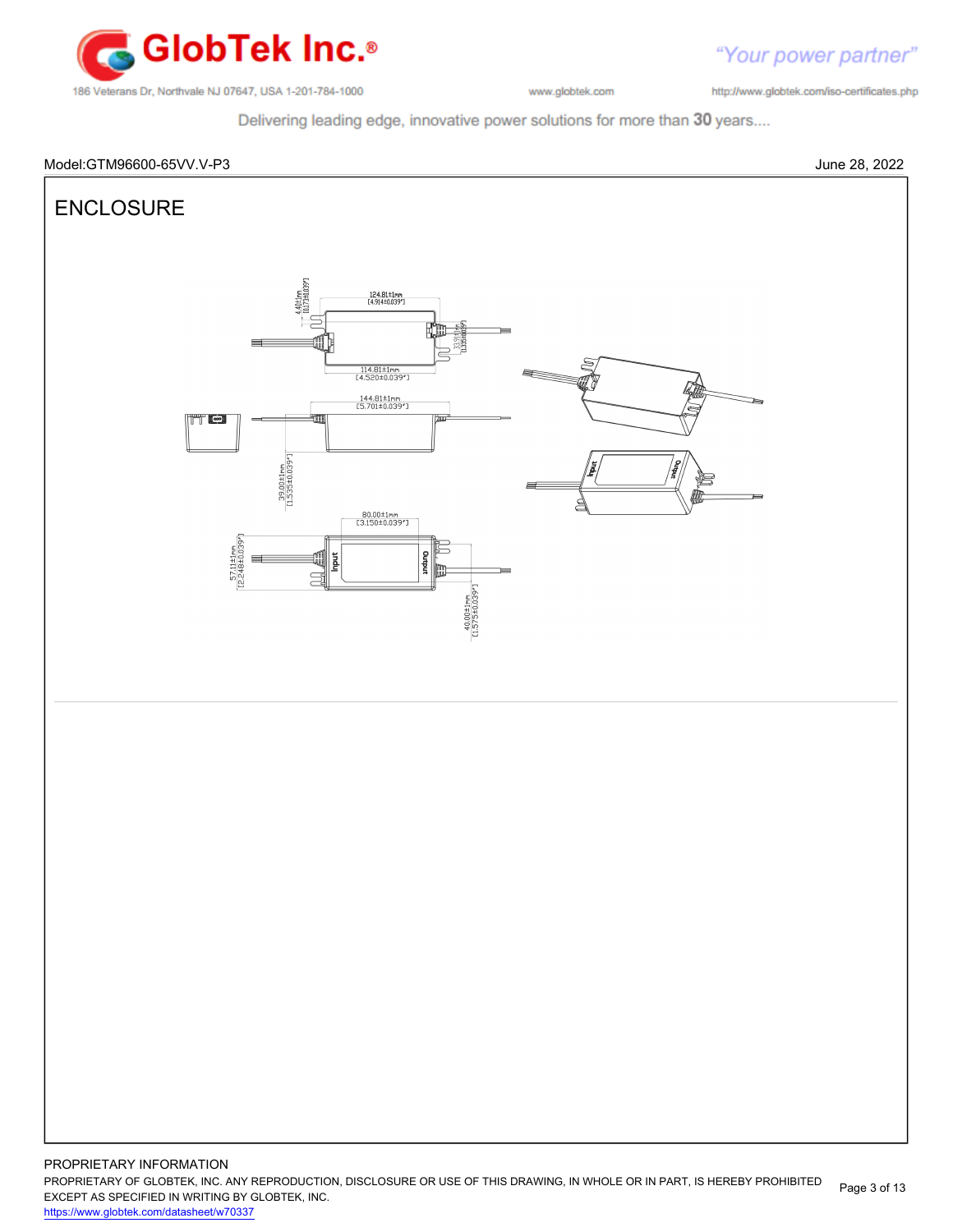Model:GTM96600-65VV.V-P3

June 28, 2022

# ENCLOSURE

124.81±1mm [4.914±0.039"]

4.40±1mm [0.173±0.039"]

33.91±1mm [1.335±0.039"]

114.81±1mm [4.520±0.039"]

144.81±1mm [5.701±0.039"]

39.00±1mm [1.535±0.039"]

80.00±1mm [3.150±0.039"]

57.11±1mm [2.248±0.039"]

40.00±1mm [1.575±0.039"]

Input

Output

PROPRIETARY INFORMATION

PROPRIETARY OF GLOBTEK, INC. ANY REPRODUCTION, DISCLOSURE OR USE OF THIS DRAWING, IN WHOLE OR IN PART, IS HEREBY PROHIBITED EXCEPT AS SPECIFIED IN WRITING BY GLOBTEK, INC.

https://www.globtek.com/datasheet/w70337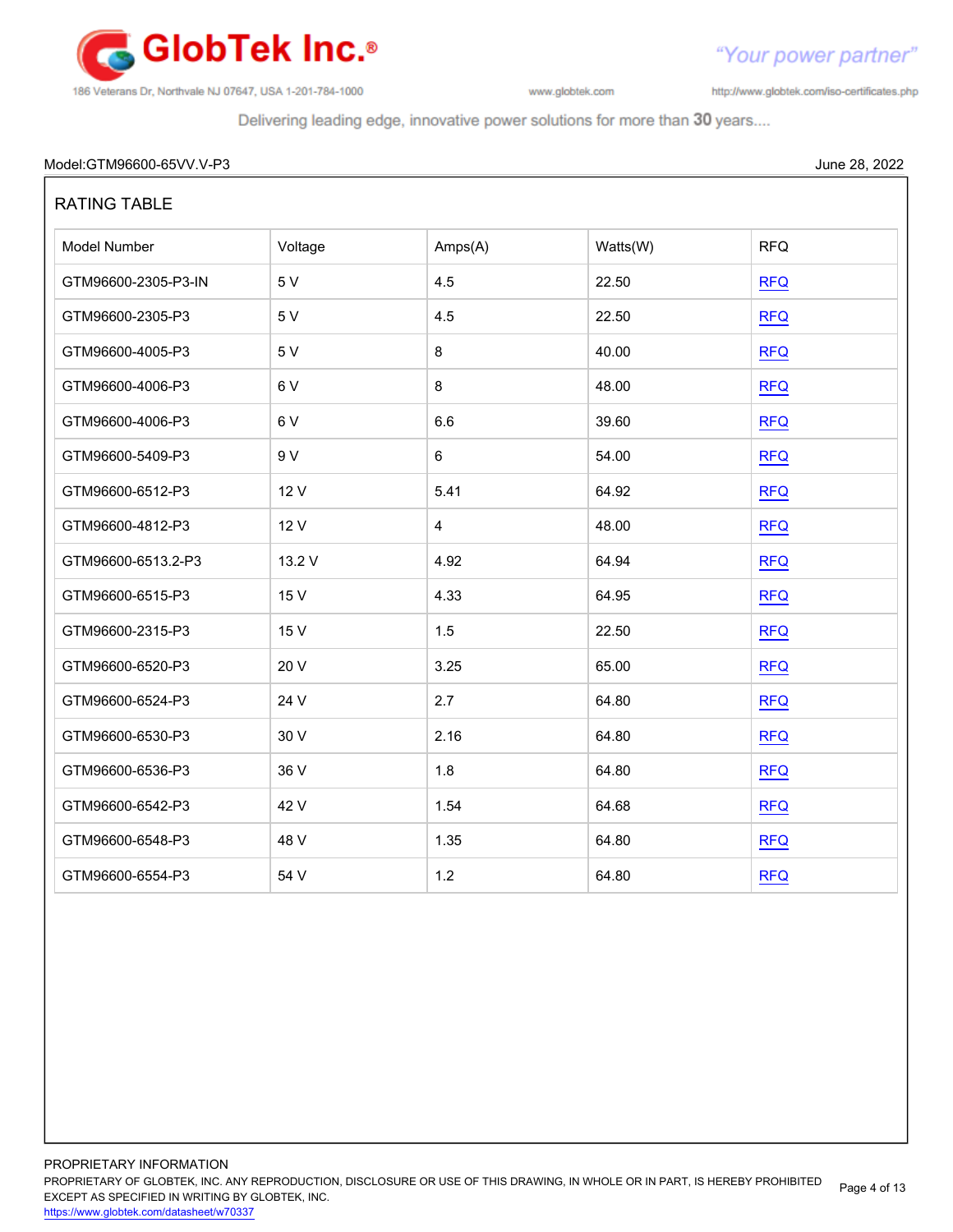Model:GTM96600-65VV.V-P3 June 28, 2022

## RATING TABLE

| Model Number | Voltage | Amps(A) | Watts(W) | RFQ |
|---|---|---|---|---|
| GTM96600-2305-P3-IN | 5 V | 4.5 | 22.50 | RFQ |
| GTM96600-2305-P3 | 5 V | 4.5 | 22.50 | RFQ |
| GTM96600-4005-P3 | 5 V | 8 | 40.00 | RFQ |
| GTM96600-4006-P3 | 6 V | 8 | 48.00 | RFQ |
| GTM96600-4006-P3 | 6 V | 6.6 | 39.60 | RFQ |
| GTM96600-5409-P3 | 9 V | 6 | 54.00 | RFQ |
| GTM96600-6512-P3 | 12 V | 5.41 | 64.92 | RFQ |
| GTM96600-4812-P3 | 12 V | 4 | 48.00 | RFQ |
| GTM96600-6513.2-P3 | 13.2 V | 4.92 | 64.94 | RFQ |
| GTM96600-6515-P3 | 15 V | 4.33 | 64.95 | RFQ |
| GTM96600-2315-P3 | 15 V | 1.5 | 22.50 | RFQ |
| GTM96600-6520-P3 | 20 V | 3.25 | 65.00 | RFQ |
| GTM96600-6524-P3 | 24 V | 2.7 | 64.80 | RFQ |
| GTM96600-6530-P3 | 30 V | 2.16 | 64.80 | RFQ |
| GTM96600-6536-P3 | 36 V | 1.8 | 64.80 | RFQ |
| GTM96600-6542-P3 | 42 V | 1.54 | 64.68 | RFQ |
| GTM96600-6548-P3 | 48 V | 1.35 | 64.80 | RFQ |
| GTM96600-6554-P3 | 54 V | 1.2 | 64.80 | RFQ |

PROPRIETARY INFORMATION

PROPRIETARY OF GLOBTEK, INC. ANY REPRODUCTION, DISCLOSURE OR USE OF THIS DRAWING, IN WHOLE OR IN PART, IS HEREBY PROHIBITED EXCEPT AS SPECIFIED IN WRITING BY GLOBTEK, INC.

https://www.globtek.com/datasheet/w70337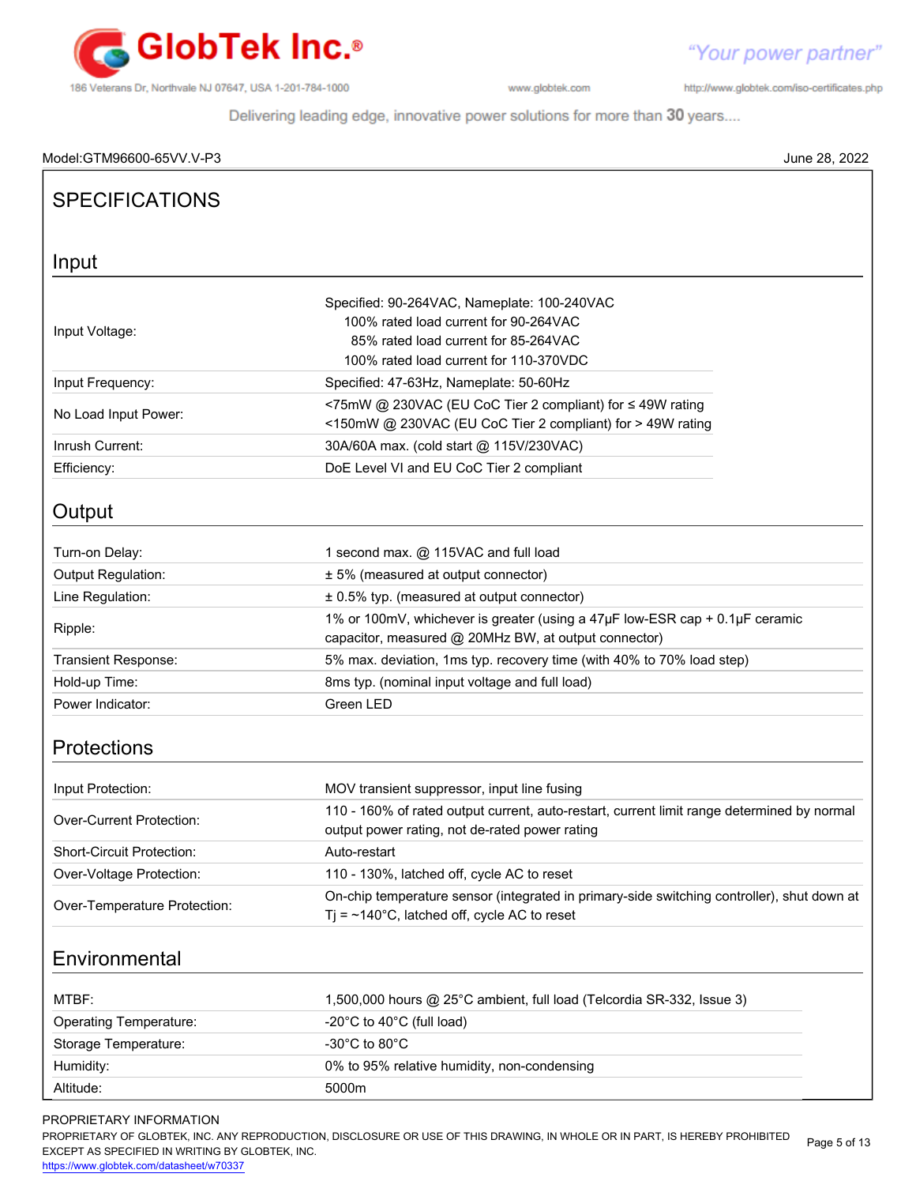Model:GTM96600-65VV.V-P3 June 28, 2022

# SPECIFICATIONS

## Input

| | |
|---|---|
| Input Voltage: | Specified: 90-264VAC, Nameplate: 100-240VAC<br>100% rated load current for 90-264VAC<br>85% rated load current for 85-264VAC<br>100% rated load current for 110-370VDC |
| Input Frequency: | Specified: 47-63Hz, Nameplate: 50-60Hz |
| No Load Input Power: | <75mW @ 230VAC (EU CoC Tier 2 compliant) for ≤ 49W rating<br><150mW @ 230VAC (EU CoC Tier 2 compliant) for > 49W rating |
| Inrush Current: | 30A/60A max. (cold start @ 115V/230VAC) |
| Efficiency: | DoE Level VI and EU CoC Tier 2 compliant |

## Output

| | |
|---|---|
| Turn-on Delay: | 1 second max. @ 115VAC and full load |
| Output Regulation: | ± 5% (measured at output connector) |
| Line Regulation: | ± 0.5% typ. (measured at output connector) |
| Ripple: | 1% or 100mV, whichever is greater (using a 47µF low-ESR cap + 0.1µF ceramic capacitor, measured @ 20MHz BW, at output connector) |
| Transient Response: | 5% max. deviation, 1ms typ. recovery time (with 40% to 70% load step) |
| Hold-up Time: | 8ms typ. (nominal input voltage and full load) |
| Power Indicator: | Green LED |

## Protections

| | |
|---|---|
| Input Protection: | MOV transient suppressor, input line fusing |
| Over-Current Protection: | 110 - 160% of rated output current, auto-restart, current limit range determined by normal output power rating, not de-rated power rating |
| Short-Circuit Protection: | Auto-restart |
| Over-Voltage Protection: | 110 - 130%, latched off, cycle AC to reset |
| Over-Temperature Protection: | On-chip temperature sensor (integrated in primary-side switching controller), shut down at Tj = ~140°C, latched off, cycle AC to reset |

## Environmental

| | |
|---|---|
| MTBF: | 1,500,000 hours @ 25°C ambient, full load (Telcordia SR-332, Issue 3) |
| Operating Temperature: | -20°C to 40°C (full load) |
| Storage Temperature: | -30°C to 80°C |
| Humidity: | 0% to 95% relative humidity, non-condensing |
| Altitude: | 5000m |

PROPRIETARY INFORMATION
PROPRIETARY OF GLOBTEK, INC. ANY REPRODUCTION, DISCLOSURE OR USE OF THIS DRAWING, IN WHOLE OR IN PART, IS HEREBY PROHIBITED EXCEPT AS SPECIFIED IN WRITING BY GLOBTEK, INC.
https://www.globtek.com/datasheet/w70337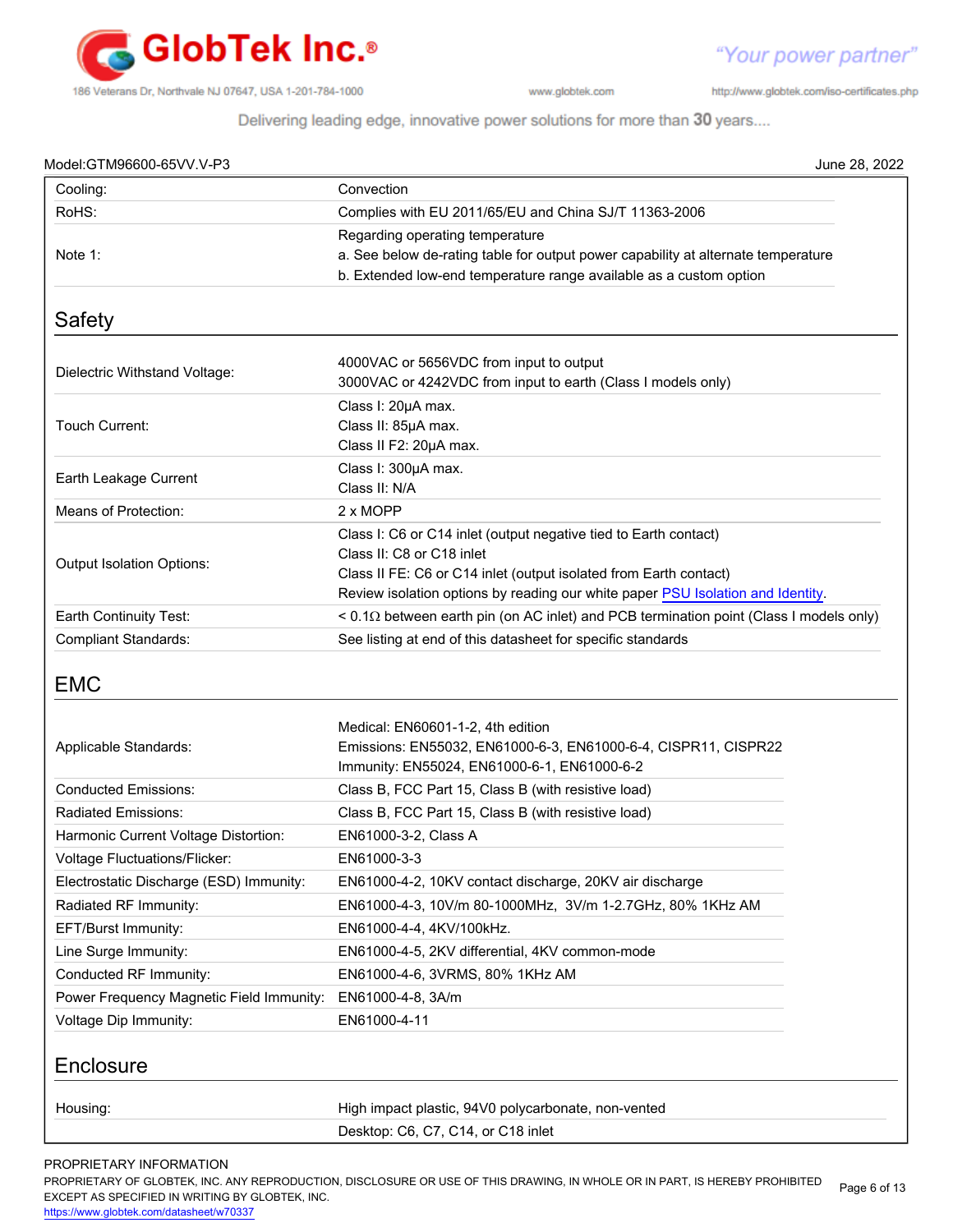Model:GTM96600-65VV.V-P3 June 28, 2022

| | |
|---|---|
| Cooling: | Convection |
| RoHS: | Complies with EU 2011/65/EU and China SJ/T 11363-2006 |
| Note 1: | Regarding operating temperature<br>a. See below de-rating table for output power capability at alternate temperature<br>b. Extended low-end temperature range available as a custom option |

## Safety

| | |
|---|---|
| Dielectric Withstand Voltage: | 4000VAC or 5656VDC from input to output<br>3000VAC or 4242VDC from input to earth (Class I models only) |
| Touch Current: | Class I: 20μA max.<br>Class II: 85μA max.<br>Class II F2: 20μA max. |
| Earth Leakage Current | Class I: 300μA max.<br>Class II: N/A |
| Means of Protection: | 2 x MOPP |
| Output Isolation Options: | Class I: C6 or C14 inlet (output negative tied to Earth contact)<br>Class II: C8 or C18 inlet<br>Class II FE: C6 or C14 inlet (output isolated from Earth contact)<br>Review isolation options by reading our white paper PSU Isolation and Identity. |
| Earth Continuity Test: | < 0.1Ω between earth pin (on AC inlet) and PCB termination point (Class I models only) |
| Compliant Standards: | See listing at end of this datasheet for specific standards |

## EMC

| | |
|---|---|
| Applicable Standards: | Medical: EN60601-1-2, 4th edition<br>Emissions: EN55032, EN61000-6-3, EN61000-6-4, CISPR11, CISPR22<br>Immunity: EN55024, EN61000-6-1, EN61000-6-2 |
| Conducted Emissions: | Class B, FCC Part 15, Class B (with resistive load) |
| Radiated Emissions: | Class B, FCC Part 15, Class B (with resistive load) |
| Harmonic Current Voltage Distortion: | EN61000-3-2, Class A |
| Voltage Fluctuations/Flicker: | EN61000-3-3 |
| Electrostatic Discharge (ESD) Immunity: | EN61000-4-2, 10KV contact discharge, 20KV air discharge |
| Radiated RF Immunity: | EN61000-4-3, 10V/m 80-1000MHz, 3V/m 1-2.7GHz, 80% 1KHz AM |
| EFT/Burst Immunity: | EN61000-4-4, 4KV/100kHz. |
| Line Surge Immunity: | EN61000-4-5, 2KV differential, 4KV common-mode |
| Conducted RF Immunity: | EN61000-4-6, 3VRMS, 80% 1KHz AM |
| Power Frequency Magnetic Field Immunity: | EN61000-4-8, 3A/m |
| Voltage Dip Immunity: | EN61000-4-11 |

## Enclosure

| | |
|---|---|
| Housing: | High impact plastic, 94V0 polycarbonate, non-vented |
| | Desktop: C6, C7, C14, or C18 inlet |

PROPRIETARY INFORMATION
PROPRIETARY OF GLOBTEK, INC. ANY REPRODUCTION, DISCLOSURE OR USE OF THIS DRAWING, IN WHOLE OR IN PART, IS HEREBY PROHIBITED EXCEPT AS SPECIFIED IN WRITING BY GLOBTEK, INC.
https://www.globtek.com/datasheet/w70337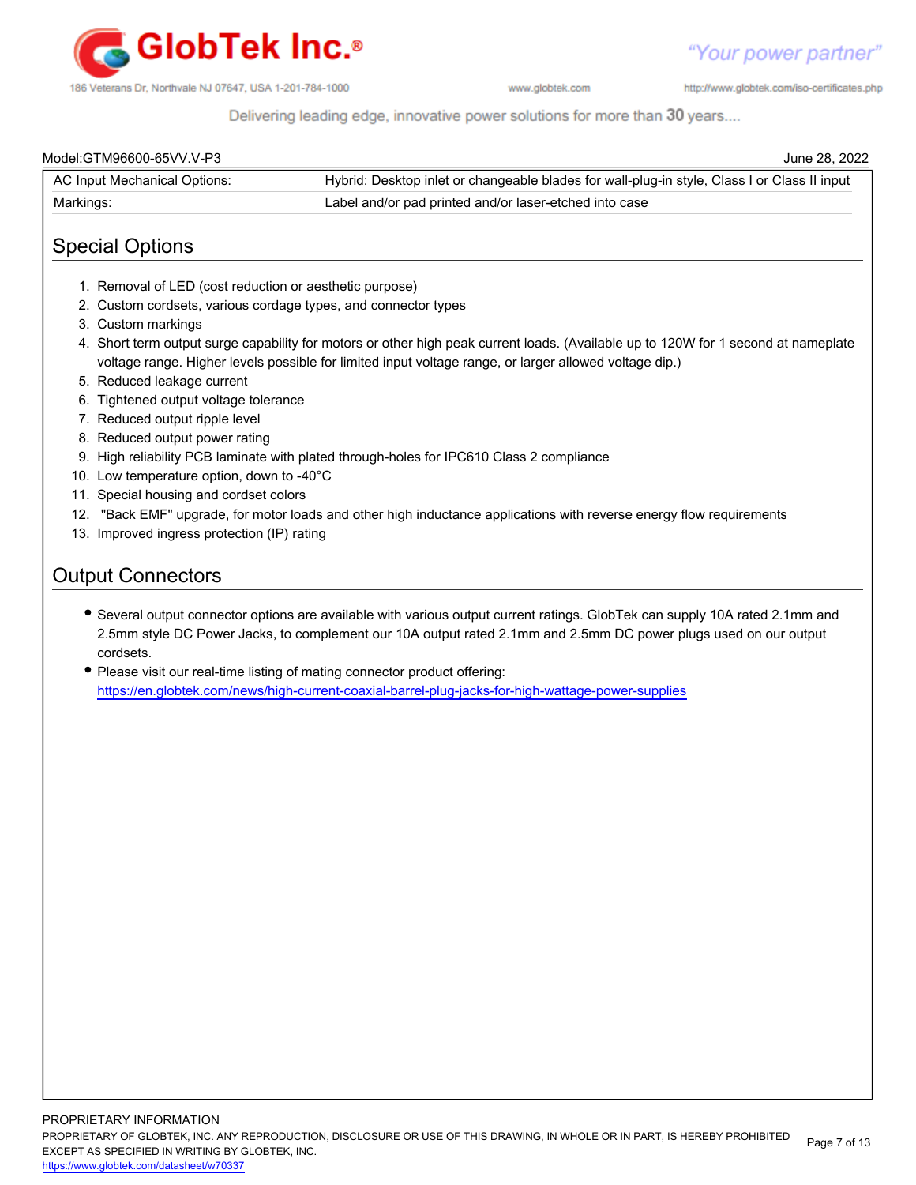Model:GTM96600-65VV.V-P3 June 28, 2022

| | |
|---|---|
| AC Input Mechanical Options: | Hybrid: Desktop inlet or changeable blades for wall-plug-in style, Class I or Class II input |
| Markings: | Label and/or pad printed and/or laser-etched into case |

## Special Options

1. Removal of LED (cost reduction or aesthetic purpose)
2. Custom cordsets, various cordage types, and connector types
3. Custom markings
4. Short term output surge capability for motors or other high peak current loads. (Available up to 120W for 1 second at nameplate voltage range. Higher levels possible for limited input voltage range, or larger allowed voltage dip.)
5. Reduced leakage current
6. Tightened output voltage tolerance
7. Reduced output ripple level
8. Reduced output power rating
9. High reliability PCB laminate with plated through-holes for IPC610 Class 2 compliance
10. Low temperature option, down to -40°C
11. Special housing and cordset colors
12. "Back EMF" upgrade, for motor loads and other high inductance applications with reverse energy flow requirements
13. Improved ingress protection (IP) rating

## Output Connectors

- Several output connector options are available with various output current ratings. GlobTek can supply 10A rated 2.1mm and 2.5mm style DC Power Jacks, to complement our 10A output rated 2.1mm and 2.5mm DC power plugs used on our output cordsets.
- Please visit our real-time listing of mating connector product offering: https://en.globtek.com/news/high-current-coaxial-barrel-plug-jacks-for-high-wattage-power-supplies

PROPRIETARY INFORMATION
PROPRIETARY OF GLOBTEK, INC. ANY REPRODUCTION, DISCLOSURE OR USE OF THIS DRAWING, IN WHOLE OR IN PART, IS HEREBY PROHIBITED EXCEPT AS SPECIFIED IN WRITING BY GLOBTEK, INC.
https://www.globtek.com/datasheet/w70337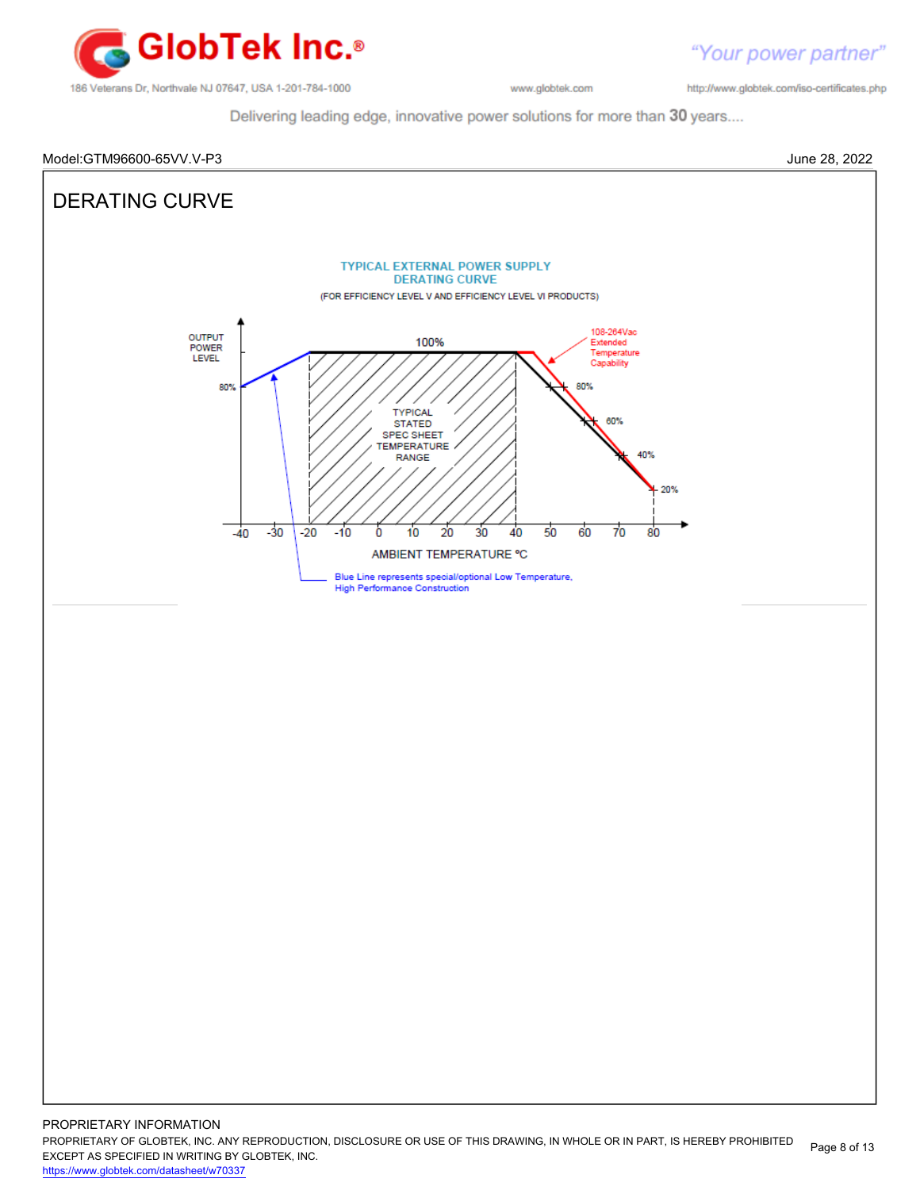Model:GTM96600-65VV.V-P3

June 28, 2022

# DERATING CURVE

TYPICAL EXTERNAL POWER SUPPLY
DERATING CURVE

(FOR EFFICIENCY LEVEL V AND EFFICIENCY LEVEL VI PRODUCTS)

OUTPUT POWER LEVEL

100%

80%

108-264Vac Extended Temperature Capability

TYPICAL STATED SPEC SHEET TEMPERATURE RANGE

80%

60%

40%

20%

-40 -30 -20 -10 0 10 20 30 40 50 60 70 80

AMBIENT TEMPERATURE °C

Blue Line represents special/optional Low Temperature, High Performance Construction

PROPRIETARY INFORMATION

PROPRIETARY OF GLOBTEK, INC. ANY REPRODUCTION, DISCLOSURE OR USE OF THIS DRAWING, IN WHOLE OR IN PART, IS HEREBY PROHIBITED EXCEPT AS SPECIFIED IN WRITING BY GLOBTEK, INC.

https://www.globtek.com/datasheet/w70337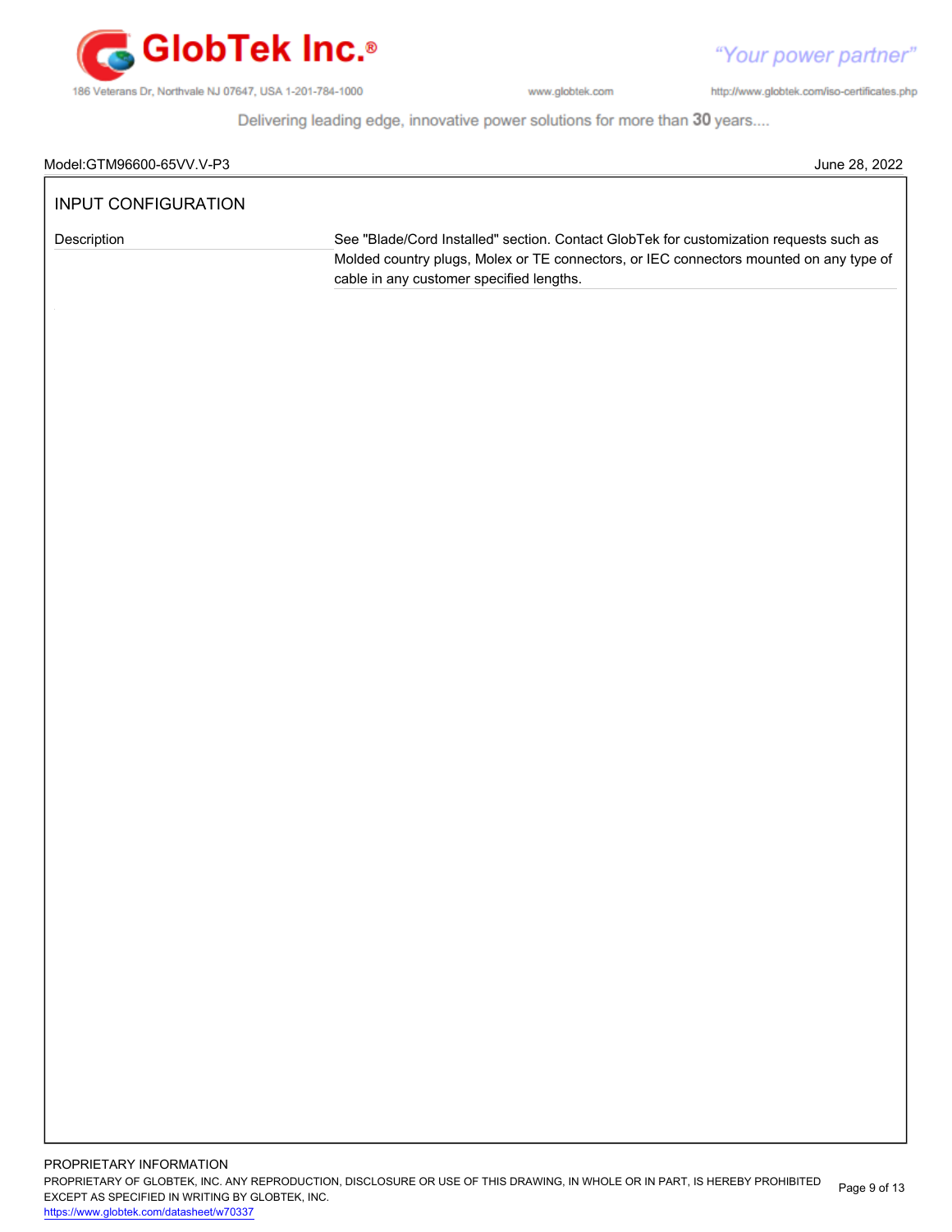Model:GTM96600-65VV.V-P3 June 28, 2022

## INPUT CONFIGURATION

| Description | See "Blade/Cord Installed" section. Contact GlobTek for customization requests such as Molded country plugs, Molex or TE connectors, or IEC connectors mounted on any type of cable in any customer specified lengths. |
| --- | --- |

PROPRIETARY INFORMATION
PROPRIETARY OF GLOBTEK, INC. ANY REPRODUCTION, DISCLOSURE OR USE OF THIS DRAWING, IN WHOLE OR IN PART, IS HEREBY PROHIBITED EXCEPT AS SPECIFIED IN WRITING BY GLOBTEK, INC.
https://www.globtek.com/datasheet/w70337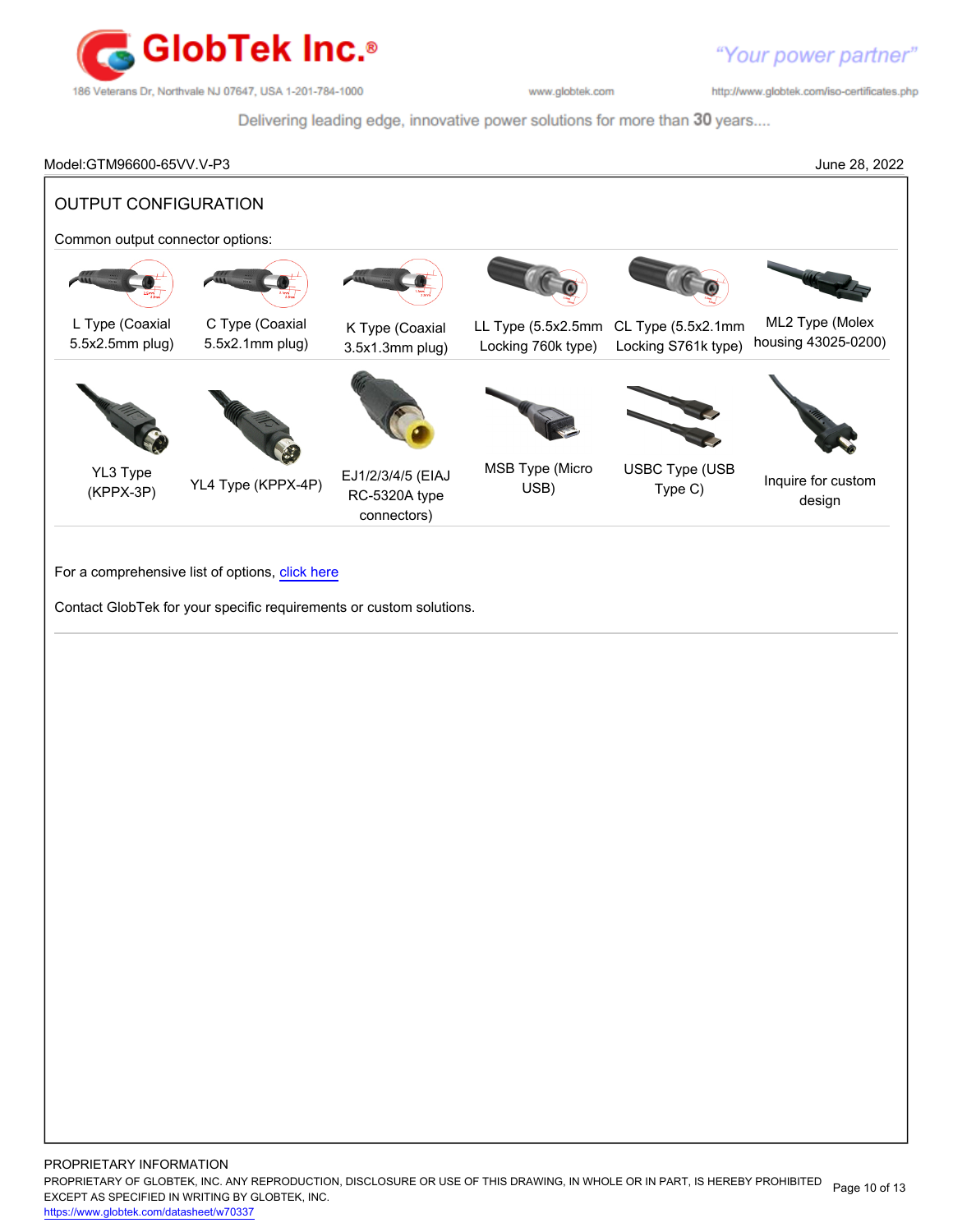Model:GTM96600-65VV.V-P3 June 28, 2022

## OUTPUT CONFIGURATION

Common output connector options:

| | | | | | |
|---|---|---|---|---|---|
| L Type (Coaxial 5.5x2.5mm plug) | C Type (Coaxial 5.5x2.1mm plug) | K Type (Coaxial 3.5x1.3mm plug) | LL Type (5.5x2.5mm Locking 760k type) | CL Type (5.5x2.1mm Locking S761k type) | ML2 Type (Molex housing 43025-0200) |
| YL3 Type (KPPX-3P) | YL4 Type (KPPX-4P) | EJ1/2/3/4/5 (EIAJ RC-5320A type connectors) | MSB Type (Micro USB) | USBC Type (USB Type C) | Inquire for custom design |

For a comprehensive list of options, click here

Contact GlobTek for your specific requirements or custom solutions.

PROPRIETARY INFORMATION
PROPRIETARY OF GLOBTEK, INC. ANY REPRODUCTION, DISCLOSURE OR USE OF THIS DRAWING, IN WHOLE OR IN PART, IS HEREBY PROHIBITED EXCEPT AS SPECIFIED IN WRITING BY GLOBTEK, INC.
https://www.globtek.com/datasheet/w70337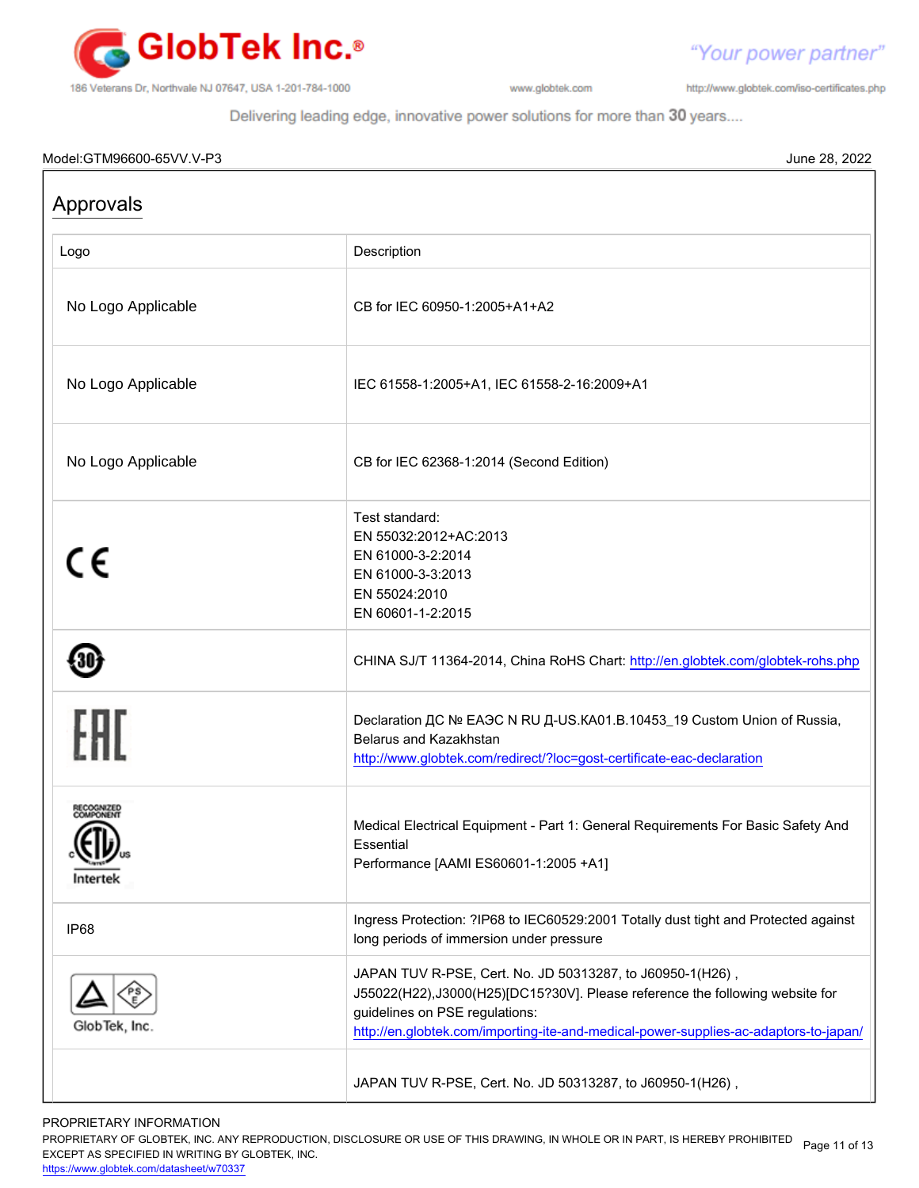Model:GTM96600-65VV.V-P3 June 28, 2022

## Approvals

| Logo | Description |
| --- | --- |
| No Logo Applicable | CB for IEC 60950-1:2005+A1+A2 |
| No Logo Applicable | IEC 61558-1:2005+A1, IEC 61558-2-16:2009+A1 |
| No Logo Applicable | CB for IEC 62368-1:2014 (Second Edition) |
| CE | Test standard:<br>EN 55032:2012+AC:2013<br>EN 61000-3-2:2014<br>EN 61000-3-3:2013<br>EN 55024:2010<br>EN 60601-1-2:2015 |
| 30 | CHINA SJ/T 11364-2014, China RoHS Chart: http://en.globtek.com/globtek-rohs.php |
| EAC | Declaration ДС № ЕАЭС N RU Д-US.KA01.B.10453_19 Custom Union of Russia, Belarus and Kazakhstan<br>http://www.globtek.com/redirect/?loc=gost-certificate-eac-declaration |
| RECOGNIZED COMPONENT ETL c us Intertek | Medical Electrical Equipment - Part 1: General Requirements For Basic Safety And Essential<br>Performance [AAMI ES60601-1:2005 +A1] |
| IP68 | Ingress Protection: ?IP68 to IEC60529:2001 Totally dust tight and Protected against long periods of immersion under pressure |
| PSE GlobTek, Inc. | JAPAN TUV R-PSE, Cert. No. JD 50313287, to J60950-1(H26) , J55022(H22),J3000(H25)[DC15?30V]. Please reference the following website for guidelines on PSE regulations:<br>http://en.globtek.com/importing-ite-and-medical-power-supplies-ac-adaptors-to-japan/ |
| | JAPAN TUV R-PSE, Cert. No. JD 50313287, to J60950-1(H26) , |

PROPRIETARY INFORMATION
PROPRIETARY OF GLOBTEK, INC. ANY REPRODUCTION, DISCLOSURE OR USE OF THIS DRAWING, IN WHOLE OR IN PART, IS HEREBY PROHIBITED EXCEPT AS SPECIFIED IN WRITING BY GLOBTEK, INC.
https://www.globtek.com/datasheet/w70337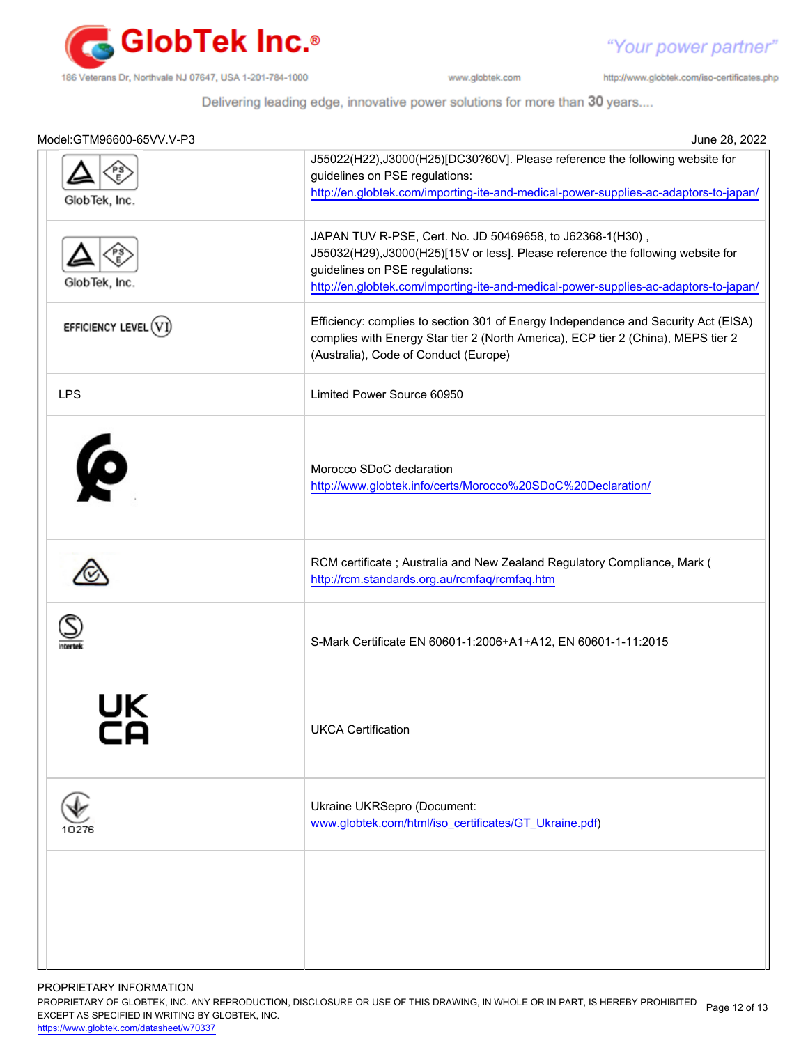Model:GTM96600-65VV.V-P3 June 28, 2022

| | |
|---|---|
| GlobTek, Inc. | J55022(H22),J3000(H25)[DC30?60V]. Please reference the following website for guidelines on PSE regulations: http://en.globtek.com/importing-ite-and-medical-power-supplies-ac-adaptors-to-japan/ |
| GlobTek, Inc. | JAPAN TUV R-PSE, Cert. No. JD 50469658, to J62368-1(H30) , J55032(H29),J3000(H25)[15V or less]. Please reference the following website for guidelines on PSE regulations: http://en.globtek.com/importing-ite-and-medical-power-supplies-ac-adaptors-to-japan/ |
| EFFICIENCY LEVEL VI | Efficiency: complies to section 301 of Energy Independence and Security Act (EISA) complies with Energy Star tier 2 (North America), ECP tier 2 (China), MEPS tier 2 (Australia), Code of Conduct (Europe) |
| LPS | Limited Power Source 60950 |
| | Morocco SDoC declaration http://www.globtek.info/certs/Morocco%20SDoC%20Declaration/ |
| | RCM certificate ; Australia and New Zealand Regulatory Compliance, Mark ( http://rcm.standards.org.au/rcmfaq/rcmfaq.htm |
| Intertek | S-Mark Certificate EN 60601-1:2006+A1+A12, EN 60601-1-11:2015 |
| UK CA | UKCA Certification |
| 10276 | Ukraine UKRSepro (Document: www.globtek.com/html/iso_certificates/GT_Ukraine.pdf) |
| | |

PROPRIETARY INFORMATION

PROPRIETARY OF GLOBTEK, INC. ANY REPRODUCTION, DISCLOSURE OR USE OF THIS DRAWING, IN WHOLE OR IN PART, IS HEREBY PROHIBITED EXCEPT AS SPECIFIED IN WRITING BY GLOBTEK, INC.

https://www.globtek.com/datasheet/w70337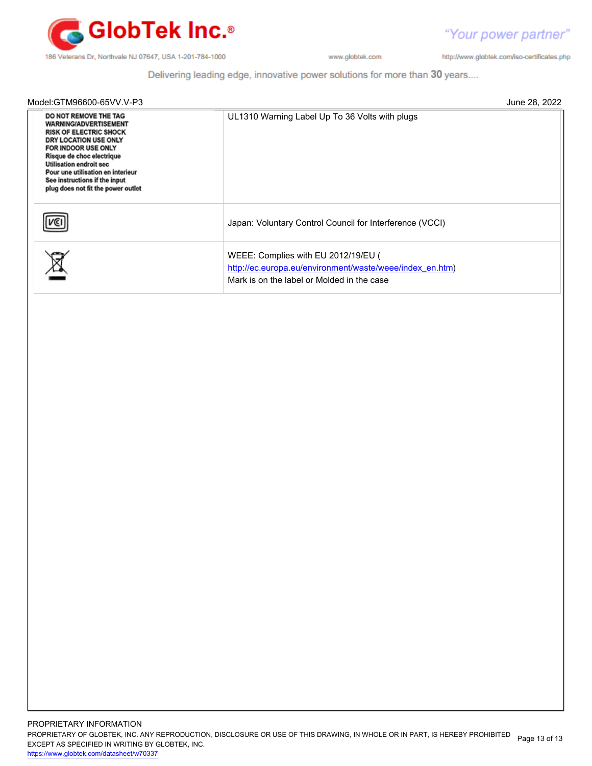Model:GTM96600-65VV.V-P3 June 28, 2022

| | |
|---|---|
| DO NOT REMOVE THE TAG WARNING/ADVERTISEMENT RISK OF ELECTRIC SHOCK DRY LOCATION USE ONLY FOR INDOOR USE ONLY Risque de choc electrique Utilisation endroit sec Pour une utilisation en interieur See instructions if the input plug does not fit the power outlet | UL1310 Warning Label Up To 36 Volts with plugs |
| VCI | Japan: Voluntary Control Council for Interference (VCCI) |
| | WEEE: Complies with EU 2012/19/EU ( http://ec.europa.eu/environment/waste/weee/index_en.htm) Mark is on the label or Molded in the case |

PROPRIETARY INFORMATION

PROPRIETARY OF GLOBTEK, INC. ANY REPRODUCTION, DISCLOSURE OR USE OF THIS DRAWING, IN WHOLE OR IN PART, IS HEREBY PROHIBITED EXCEPT AS SPECIFIED IN WRITING BY GLOBTEK, INC.

https://www.globtek.com/datasheet/w70337